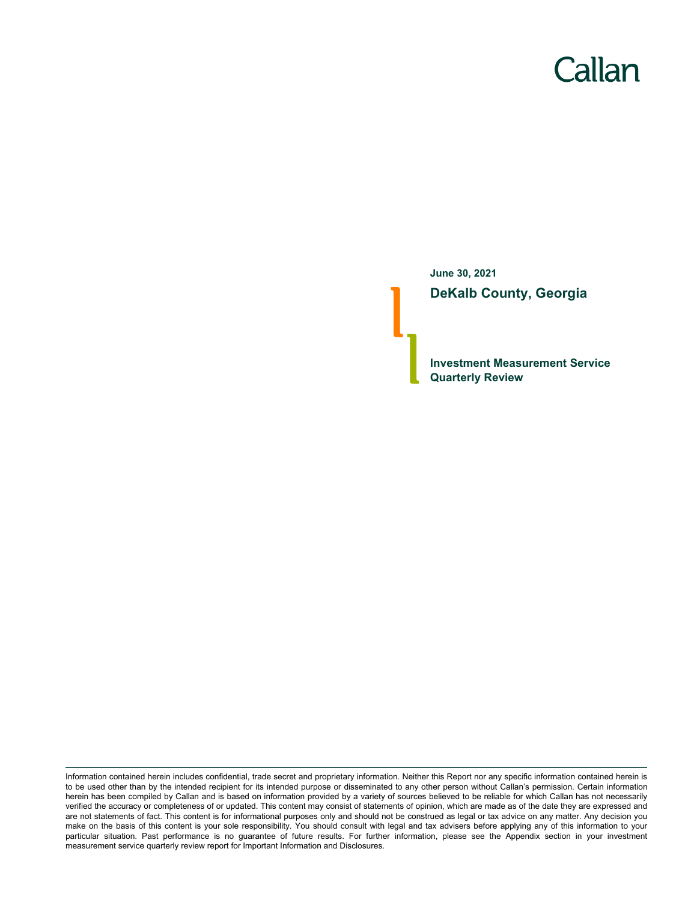Callan

**June 30, 2021**

# DeKalb County, Georgia

## Investment Measurement Service
## Quarterly Review

Information contained herein includes confidential, trade secret and proprietary information. Neither this Report nor any specific information contained herein is to be used other than by the intended recipient for its intended purpose or disseminated to any other person without Callan's permission. Certain information herein has been compiled by Callan and is based on information provided by a variety of sources believed to be reliable for which Callan has not necessarily verified the accuracy or completeness of or updated. This content may consist of statements of opinion, which are made as of the date they are expressed and are not statements of fact. This content is for informational purposes only and should not be construed as legal or tax advice on any matter. Any decision you make on the basis of this content is your sole responsibility. You should consult with legal and tax advisers before applying any of this information to your particular situation. Past performance is no guarantee of future results. For further information, please see the Appendix section in your investment measurement service quarterly review report for Important Information and Disclosures.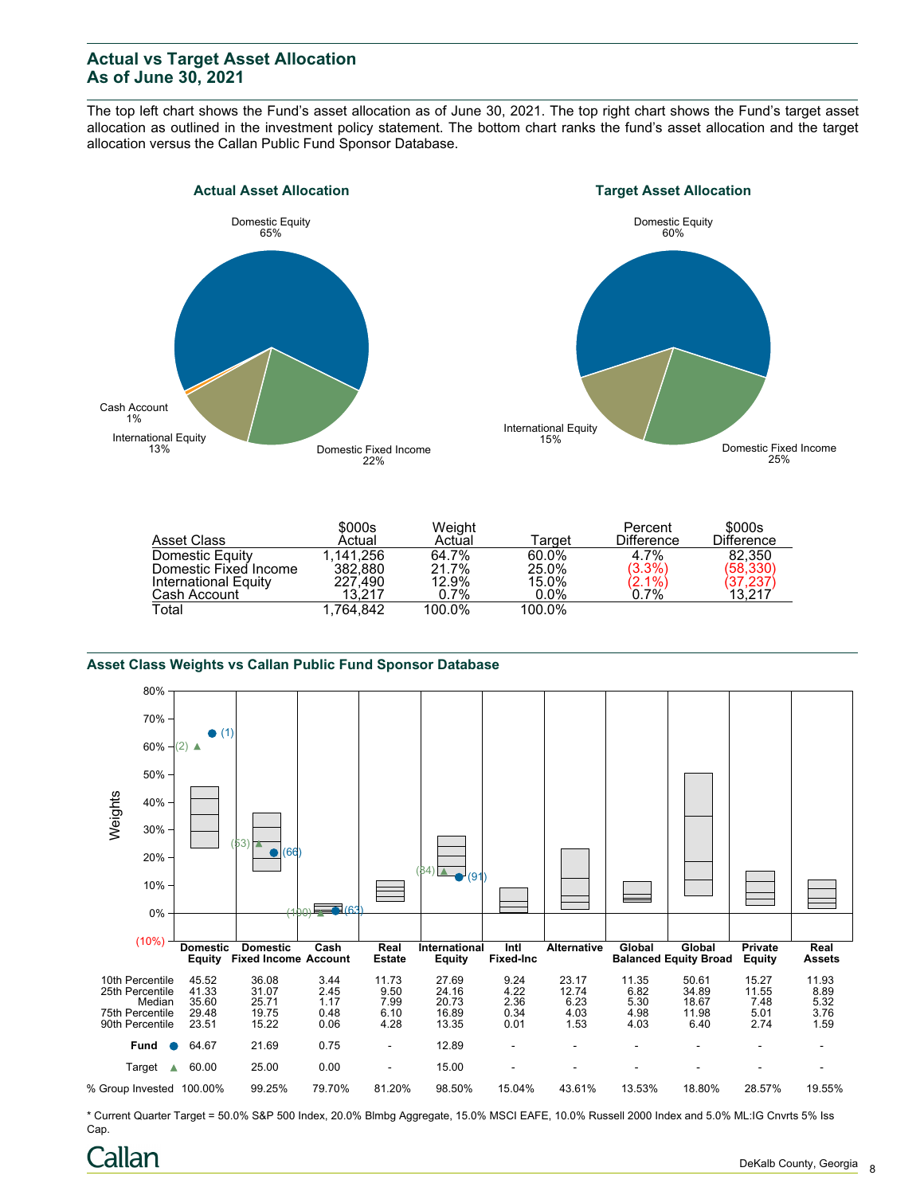## Actual vs Target Asset Allocation
## As of June 30, 2021

The top left chart shows the Fund's asset allocation as of June 30, 2021. The top right chart shows the Fund's target asset allocation as outlined in the investment policy statement. The bottom chart ranks the fund's asset allocation and the target allocation versus the Callan Public Fund Sponsor Database.

**Actual Asset Allocation**

Domestic Equity
65%

Cash Account
1%

International Equity
13%

Domestic Fixed Income
22%

**Target Asset Allocation**

Domestic Equity
60%

International Equity
15%

Domestic Fixed Income
25%

| Asset Class | $000s Actual | Weight Actual | Target | Percent Difference | $000s Difference |
|---|---|---|---|---|---|
| Domestic Equity | 1,141,256 | 64.7% | 60.0% | 4.7% | 82,350 |
| Domestic Fixed Income | 382,880 | 21.7% | 25.0% | (3.3%) | (58,330) |
| International Equity | 227,490 | 12.9% | 15.0% | (2.1%) | (37,237) |
| Cash Account | 13,217 | 0.7% | 0.0% | 0.7% | 13,217 |
| Total | 1,764,842 | 100.0% | 100.0% | | |

### Asset Class Weights vs Callan Public Fund Sponsor Database

Weights

80%
70%
60%
50%
40%
30%
20%
10%
0%
(10%)

(1)
(2)
(53)
(66)
(100)
(63)
(84)
(91)

| | Domestic Equity | Domestic Fixed Income | Cash Account | Real Estate | International Equity | Intl Fixed-Inc | Alternative | Global Balanced | Global Equity Broad | Private Equity | Real Assets |
|---|---|---|---|---|---|---|---|---|---|---|---|
| 10th Percentile | 45.52 | 36.08 | 3.44 | 11.73 | 27.69 | 9.24 | 23.17 | 11.35 | 50.61 | 15.27 | 11.93 |
| 25th Percentile | 41.33 | 31.07 | 2.45 | 9.50 | 24.16 | 4.22 | 12.74 | 6.82 | 34.89 | 11.55 | 8.89 |
| Median | 35.60 | 25.71 | 1.17 | 7.99 | 20.73 | 2.36 | 6.23 | 5.30 | 18.67 | 7.48 | 5.32 |
| 75th Percentile | 29.48 | 19.75 | 0.48 | 6.10 | 16.89 | 0.34 | 4.03 | 4.98 | 11.98 | 5.01 | 3.76 |
| 90th Percentile | 23.51 | 15.22 | 0.06 | 4.28 | 13.35 | 0.01 | 1.53 | 4.03 | 6.40 | 2.74 | 1.59 |
| Fund ● | 64.67 | 21.69 | 0.75 | - | 12.89 | - | - | - | - | - | - |
| Target ▲ | 60.00 | 25.00 | 0.00 | - | 15.00 | - | - | - | - | - | - |
| % Group Invested | 100.00% | 99.25% | 79.70% | 81.20% | 98.50% | 15.04% | 43.61% | 13.53% | 18.80% | 28.57% | 19.55% |

* Current Quarter Target = 50.0% S&P 500 Index, 20.0% Blmbg Aggregate, 15.0% MSCI EAFE, 10.0% Russell 2000 Index and 5.0% ML:IG Cnvrts 5% Iss Cap.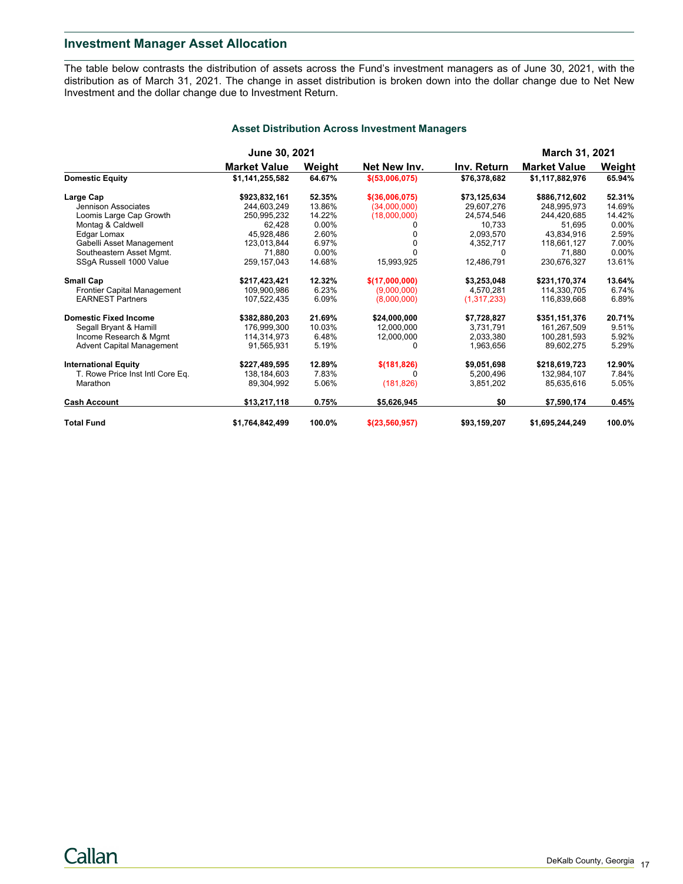## Investment Manager Asset Allocation

The table below contrasts the distribution of assets across the Fund's investment managers as of June 30, 2021, with the distribution as of March 31, 2021. The change in asset distribution is broken down into the dollar change due to Net New Investment and the dollar change due to Investment Return.

### Asset Distribution Across Investment Managers

| | June 30, 2021 | | | | March 31, 2021 | |
|---|---|---|---|---|---|---|
| | **Market Value** | **Weight** | **Net New Inv.** | **Inv. Return** | **Market Value** | **Weight** |
| **Domestic Equity** | **$1,141,255,582** | **64.67%** | **$(53,006,075)** | **$76,378,682** | **$1,117,882,976** | **65.94%** |
| **Large Cap** | **$923,832,161** | **52.35%** | **$(36,006,075)** | **$73,125,634** | **$886,712,602** | **52.31%** |
| Jennison Associates | 244,603,249 | 13.86% | (34,000,000) | 29,607,276 | 248,995,973 | 14.69% |
| Loomis Large Cap Growth | 250,995,232 | 14.22% | (18,000,000) | 24,574,546 | 244,420,685 | 14.42% |
| Montag & Caldwell | 62,428 | 0.00% | 0 | 10,733 | 51,695 | 0.00% |
| Edgar Lomax | 45,928,486 | 2.60% | 0 | 2,093,570 | 43,834,916 | 2.59% |
| Gabelli Asset Management | 123,013,844 | 6.97% | 0 | 4,352,717 | 118,661,127 | 7.00% |
| Southeastern Asset Mgmt. | 71,880 | 0.00% | 0 | 0 | 71,880 | 0.00% |
| SSgA Russell 1000 Value | 259,157,043 | 14.68% | 15,993,925 | 12,486,791 | 230,676,327 | 13.61% |
| **Small Cap** | **$217,423,421** | **12.32%** | **$(17,000,000)** | **$3,253,048** | **$231,170,374** | **13.64%** |
| Frontier Capital Management | 109,900,986 | 6.23% | (9,000,000) | 4,570,281 | 114,330,705 | 6.74% |
| EARNEST Partners | 107,522,435 | 6.09% | (8,000,000) | (1,317,233) | 116,839,668 | 6.89% |
| **Domestic Fixed Income** | **$382,880,203** | **21.69%** | **$24,000,000** | **$7,728,827** | **$351,151,376** | **20.71%** |
| Segall Bryant & Hamill | 176,999,300 | 10.03% | 12,000,000 | 3,731,791 | 161,267,509 | 9.51% |
| Income Research & Mgmt | 114,314,973 | 6.48% | 12,000,000 | 2,033,380 | 100,281,593 | 5.92% |
| Advent Capital Management | 91,565,931 | 5.19% | 0 | 1,963,656 | 89,602,275 | 5.29% |
| **International Equity** | **$227,489,595** | **12.89%** | **$(181,826)** | **$9,051,698** | **$218,619,723** | **12.90%** |
| T. Rowe Price Inst Intl Core Eq. | 138,184,603 | 7.83% | 0 | 5,200,496 | 132,984,107 | 7.84% |
| Marathon | 89,304,992 | 5.06% | (181,826) | 3,851,202 | 85,635,616 | 5.05% |
| **Cash Account** | **$13,217,118** | **0.75%** | **$5,626,945** | **$0** | **$7,590,174** | **0.45%** |
| **Total Fund** | **$1,764,842,499** | **100.0%** | **$(23,560,957)** | **$93,159,207** | **$1,695,244,249** | **100.0%** |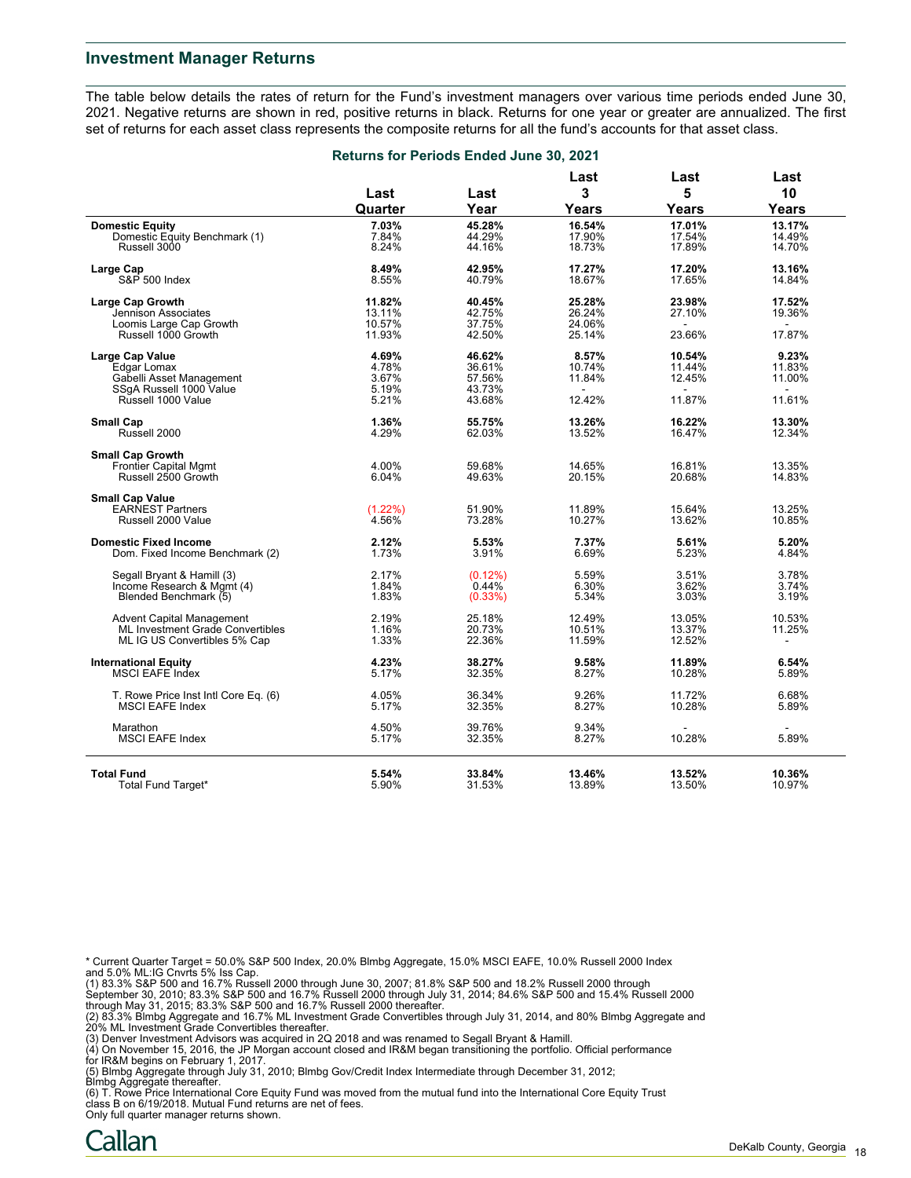## Investment Manager Returns

The table below details the rates of return for the Fund's investment managers over various time periods ended June 30, 2021. Negative returns are shown in red, positive returns in black. Returns for one year or greater are annualized. The first set of returns for each asset class represents the composite returns for all the fund's accounts for that asset class.

### Returns for Periods Ended June 30, 2021

| | Last Quarter | Last Year | Last 3 Years | Last 5 Years | Last 10 Years |
|---|---|---|---|---|---|
| **Domestic Equity** | **7.03%** | **45.28%** | **16.54%** | **17.01%** | **13.17%** |
| Domestic Equity Benchmark (1) | 7.84% | 44.29% | 17.90% | 17.54% | 14.49% |
| Russell 3000 | 8.24% | 44.16% | 18.73% | 17.89% | 14.70% |
| **Large Cap** | **8.49%** | **42.95%** | **17.27%** | **17.20%** | **13.16%** |
| S&P 500 Index | 8.55% | 40.79% | 18.67% | 17.65% | 14.84% |
| **Large Cap Growth** | **11.82%** | **40.45%** | **25.28%** | **23.98%** | **17.52%** |
| Jennison Associates | 13.11% | 42.75% | 26.24% | 27.10% | 19.36% |
| Loomis Large Cap Growth | 10.57% | 37.75% | 24.06% | - | - |
| Russell 1000 Growth | 11.93% | 42.50% | 25.14% | 23.66% | 17.87% |
| **Large Cap Value** | **4.69%** | **46.62%** | **8.57%** | **10.54%** | **9.23%** |
| Edgar Lomax | 4.78% | 36.61% | 10.74% | 11.44% | 11.83% |
| Gabelli Asset Management | 3.67% | 57.56% | 11.84% | 12.45% | 11.00% |
| SSgA Russell 1000 Value | 5.19% | 43.73% | - | - | - |
| Russell 1000 Value | 5.21% | 43.68% | 12.42% | 11.87% | 11.61% |
| **Small Cap** | **1.36%** | **55.75%** | **13.26%** | **16.22%** | **13.30%** |
| Russell 2000 | 4.29% | 62.03% | 13.52% | 16.47% | 12.34% |
| **Small Cap Growth** | | | | | |
| Frontier Capital Mgmt | 4.00% | 59.68% | 14.65% | 16.81% | 13.35% |
| Russell 2500 Growth | 6.04% | 49.63% | 20.15% | 20.68% | 14.83% |
| **Small Cap Value** | | | | | |
| EARNEST Partners | (1.22%) | 51.90% | 11.89% | 15.64% | 13.25% |
| Russell 2000 Value | 4.56% | 73.28% | 10.27% | 13.62% | 10.85% |
| **Domestic Fixed Income** | **2.12%** | **5.53%** | **7.37%** | **5.61%** | **5.20%** |
| Dom. Fixed Income Benchmark (2) | 1.73% | 3.91% | 6.69% | 5.23% | 4.84% |
| Segall Bryant & Hamill (3) | 2.17% | (0.12%) | 5.59% | 3.51% | 3.78% |
| Income Research & Mgmt (4) | 1.84% | 0.44% | 6.30% | 3.62% | 3.74% |
| Blended Benchmark (5) | 1.83% | (0.33%) | 5.34% | 3.03% | 3.19% |
| Advent Capital Management | 2.19% | 25.18% | 12.49% | 13.05% | 10.53% |
| ML Investment Grade Convertibles | 1.16% | 20.73% | 10.51% | 13.37% | 11.25% |
| ML IG US Convertibles 5% Cap | 1.33% | 22.36% | 11.59% | 12.52% | - |
| **International Equity** | **4.23%** | **38.27%** | **9.58%** | **11.89%** | **6.54%** |
| MSCI EAFE Index | 5.17% | 32.35% | 8.27% | 10.28% | 5.89% |
| T. Rowe Price Inst Intl Core Eq. (6) | 4.05% | 36.34% | 9.26% | 11.72% | 6.68% |
| MSCI EAFE Index | 5.17% | 32.35% | 8.27% | 10.28% | 5.89% |
| Marathon | 4.50% | 39.76% | 9.34% | - | - |
| MSCI EAFE Index | 5.17% | 32.35% | 8.27% | 10.28% | 5.89% |
| **Total Fund** | **5.54%** | **33.84%** | **13.46%** | **13.52%** | **10.36%** |
| Total Fund Target* | 5.90% | 31.53% | 13.89% | 13.50% | 10.97% |

* Current Quarter Target = 50.0% S&P 500 Index, 20.0% Blmbg Aggregate, 15.0% MSCI EAFE, 10.0% Russell 2000 Index and 5.0% ML:IG Cnvrts 5% Iss Cap.
(1) 83.3% S&P 500 and 16.7% Russell 2000 through June 30, 2007; 81.8% S&P 500 and 18.2% Russell 2000 through September 30, 2010; 83.3% S&P 500 and 16.7% Russell 2000 through July 31, 2014; 84.6% S&P 500 and 15.4% Russell 2000 through May 31, 2015; 83.3% S&P 500 and 16.7% Russell 2000 thereafter.
(2) 83.3% Blmbg Aggregate and 16.7% ML Investment Grade Convertibles through July 31, 2014, and 80% Blmbg Aggregate and 20% ML Investment Grade Convertibles thereafter.
(3) Denver Investment Advisors was acquired in 2Q 2018 and was renamed to Segall Bryant & Hamill.
(4) On November 15, 2016, the JP Morgan account closed and IR&M began transitioning the portfolio. Official performance for IR&M begins on February 1, 2017.
(5) Blmbg Aggregate through July 31, 2010; Blmbg Gov/Credit Index Intermediate through December 31, 2012; Blmbg Aggregate thereafter.
(6) T. Rowe Price International Core Equity Fund was moved from the mutual fund into the International Core Equity Trust class B on 6/19/2018. Mutual Fund returns are net of fees.
Only full quarter manager returns shown.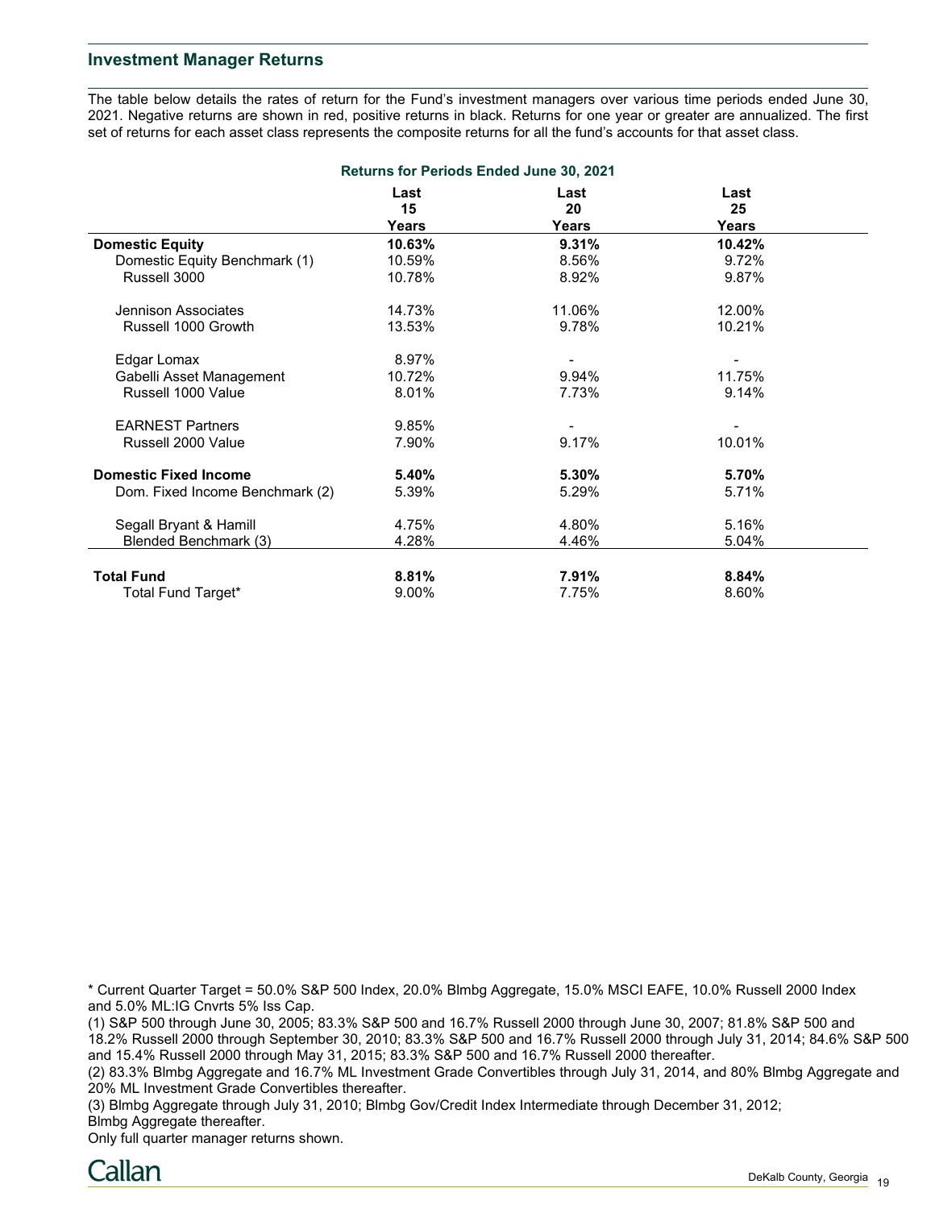## Investment Manager Returns

The table below details the rates of return for the Fund's investment managers over various time periods ended June 30, 2021. Negative returns are shown in red, positive returns in black. Returns for one year or greater are annualized. The first set of returns for each asset class represents the composite returns for all the fund's accounts for that asset class.

**Returns for Periods Ended June 30, 2021**

| | Last 15 Years | Last 20 Years | Last 25 Years |
|---|---|---|---|
| **Domestic Equity** | **10.63%** | **9.31%** | **10.42%** |
| Domestic Equity Benchmark (1) | 10.59% | 8.56% | 9.72% |
| Russell 3000 | 10.78% | 8.92% | 9.87% |
| | | | |
| Jennison Associates | 14.73% | 11.06% | 12.00% |
| Russell 1000 Growth | 13.53% | 9.78% | 10.21% |
| | | | |
| Edgar Lomax | 8.97% | - | - |
| Gabelli Asset Management | 10.72% | 9.94% | 11.75% |
| Russell 1000 Value | 8.01% | 7.73% | 9.14% |
| | | | |
| EARNEST Partners | 9.85% | - | - |
| Russell 2000 Value | 7.90% | 9.17% | 10.01% |
| | | | |
| **Domestic Fixed Income** | **5.40%** | **5.30%** | **5.70%** |
| Dom. Fixed Income Benchmark (2) | 5.39% | 5.29% | 5.71% |
| | | | |
| Segall Bryant & Hamill | 4.75% | 4.80% | 5.16% |
| Blended Benchmark (3) | 4.28% | 4.46% | 5.04% |
| | | | |
| **Total Fund** | **8.81%** | **7.91%** | **8.84%** |
| Total Fund Target* | 9.00% | 7.75% | 8.60% |

* Current Quarter Target = 50.0% S&P 500 Index, 20.0% Blmbg Aggregate, 15.0% MSCI EAFE, 10.0% Russell 2000 Index and 5.0% ML:IG Cnvrts 5% Iss Cap.

(1) S&P 500 through June 30, 2005; 83.3% S&P 500 and 16.7% Russell 2000 through June 30, 2007; 81.8% S&P 500 and 18.2% Russell 2000 through September 30, 2010; 83.3% S&P 500 and 16.7% Russell 2000 through July 31, 2014; 84.6% S&P 500 and 15.4% Russell 2000 through May 31, 2015; 83.3% S&P 500 and 16.7% Russell 2000 thereafter.

(2) 83.3% Blmbg Aggregate and 16.7% ML Investment Grade Convertibles through July 31, 2014, and 80% Blmbg Aggregate and 20% ML Investment Grade Convertibles thereafter.

(3) Blmbg Aggregate through July 31, 2010; Blmbg Gov/Credit Index Intermediate through December 31, 2012; Blmbg Aggregate thereafter.

Only full quarter manager returns shown.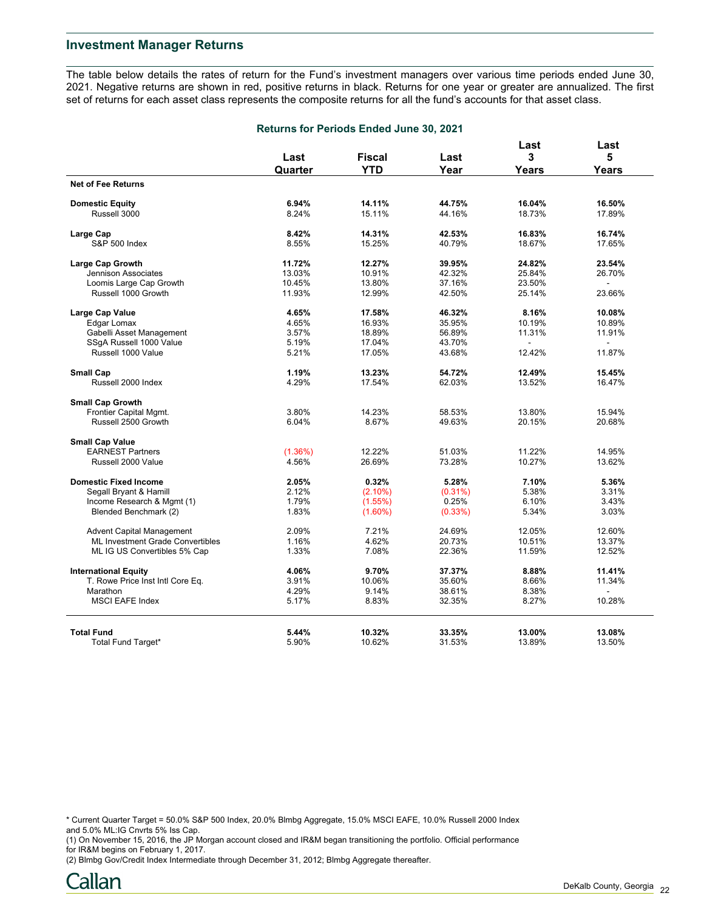## Investment Manager Returns

The table below details the rates of return for the Fund's investment managers over various time periods ended June 30, 2021. Negative returns are shown in red, positive returns in black. Returns for one year or greater are annualized. The first set of returns for each asset class represents the composite returns for all the fund's accounts for that asset class.

**Returns for Periods Ended June 30, 2021**

| | Last Quarter | Fiscal YTD | Last Year | Last 3 Years | Last 5 Years |
|---|---|---|---|---|---|
| **Net of Fee Returns** | | | | | |
| **Domestic Equity** | **6.94%** | **14.11%** | **44.75%** | **16.04%** | **16.50%** |
| Russell 3000 | 8.24% | 15.11% | 44.16% | 18.73% | 17.89% |
| **Large Cap** | **8.42%** | **14.31%** | **42.53%** | **16.83%** | **16.74%** |
| S&P 500 Index | 8.55% | 15.25% | 40.79% | 18.67% | 17.65% |
| **Large Cap Growth** | **11.72%** | **12.27%** | **39.95%** | **24.82%** | **23.54%** |
| Jennison Associates | 13.03% | 10.91% | 42.32% | 25.84% | 26.70% |
| Loomis Large Cap Growth | 10.45% | 13.80% | 37.16% | 23.50% | - |
| Russell 1000 Growth | 11.93% | 12.99% | 42.50% | 25.14% | 23.66% |
| **Large Cap Value** | **4.65%** | **17.58%** | **46.32%** | **8.16%** | **10.08%** |
| Edgar Lomax | 4.65% | 16.93% | 35.95% | 10.19% | 10.89% |
| Gabelli Asset Management | 3.57% | 18.89% | 56.89% | 11.31% | 11.91% |
| SSgA Russell 1000 Value | 5.19% | 17.04% | 43.70% | - | - |
| Russell 1000 Value | 5.21% | 17.05% | 43.68% | 12.42% | 11.87% |
| **Small Cap** | **1.19%** | **13.23%** | **54.72%** | **12.49%** | **15.45%** |
| Russell 2000 Index | 4.29% | 17.54% | 62.03% | 13.52% | 16.47% |
| **Small Cap Growth** | | | | | |
| Frontier Capital Mgmt. | 3.80% | 14.23% | 58.53% | 13.80% | 15.94% |
| Russell 2500 Growth | 6.04% | 8.67% | 49.63% | 20.15% | 20.68% |
| **Small Cap Value** | | | | | |
| EARNEST Partners | (1.36%) | 12.22% | 51.03% | 11.22% | 14.95% |
| Russell 2000 Value | 4.56% | 26.69% | 73.28% | 10.27% | 13.62% |
| **Domestic Fixed Income** | **2.05%** | **0.32%** | **5.28%** | **7.10%** | **5.36%** |
| Segall Bryant & Hamill | 2.12% | (2.10%) | (0.31%) | 5.38% | 3.31% |
| Income Research & Mgmt (1) | 1.79% | (1.55%) | 0.25% | 6.10% | 3.43% |
| Blended Benchmark (2) | 1.83% | (1.60%) | (0.33%) | 5.34% | 3.03% |
| Advent Capital Management | 2.09% | 7.21% | 24.69% | 12.05% | 12.60% |
| ML Investment Grade Convertibles | 1.16% | 4.62% | 20.73% | 10.51% | 13.37% |
| ML IG US Convertibles 5% Cap | 1.33% | 7.08% | 22.36% | 11.59% | 12.52% |
| **International Equity** | **4.06%** | **9.70%** | **37.37%** | **8.88%** | **11.41%** |
| T. Rowe Price Inst Intl Core Eq. | 3.91% | 10.06% | 35.60% | 8.66% | 11.34% |
| Marathon | 4.29% | 9.14% | 38.61% | 8.38% | - |
| MSCI EAFE Index | 5.17% | 8.83% | 32.35% | 8.27% | 10.28% |
| **Total Fund** | **5.44%** | **10.32%** | **33.35%** | **13.00%** | **13.08%** |
| Total Fund Target* | 5.90% | 10.62% | 31.53% | 13.89% | 13.50% |

* Current Quarter Target = 50.0% S&P 500 Index, 20.0% Blmbg Aggregate, 15.0% MSCI EAFE, 10.0% Russell 2000 Index and 5.0% ML:IG Cnvrts 5% Iss Cap.

(1) On November 15, 2016, the JP Morgan account closed and IR&M began transitioning the portfolio. Official performance for IR&M begins on February 1, 2017.

(2) Blmbg Gov/Credit Index Intermediate through December 31, 2012; Blmbg Aggregate thereafter.